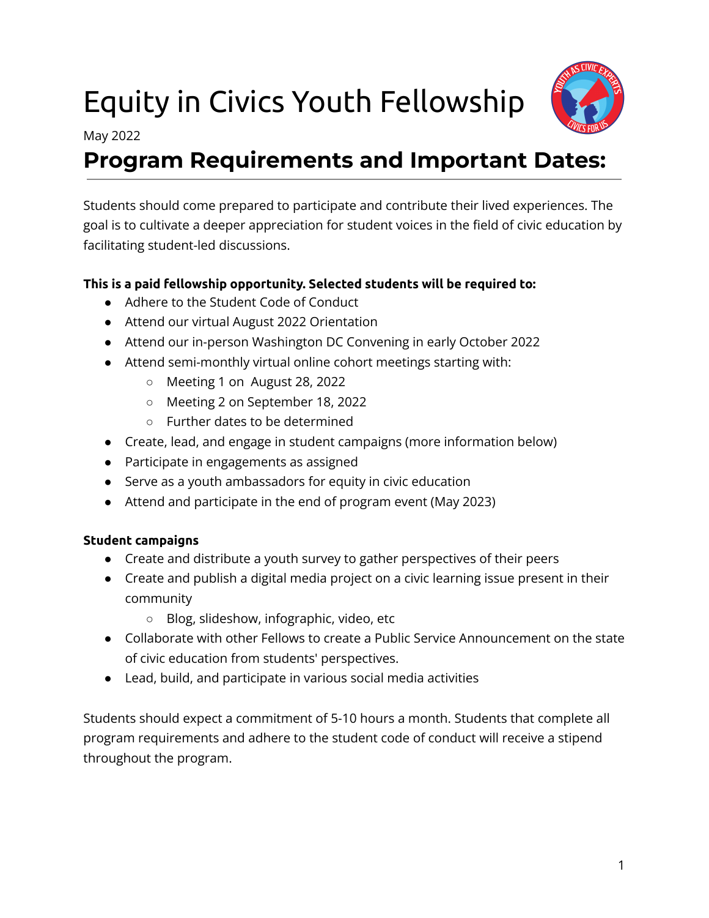# Equity in Civics Youth Fellowship

May 2022

## Program Requirements and Important Dates:

Students should come prepared to participate and contribute their lived experiences. The goal is to cultivate a deeper appreciation for student voices in the field of civic education by facilitating student-led discussions.

**This is a paid fellowship opportunity. Selected students will be required to:**

- Adhere to the Student Code of Conduct
- Attend our virtual August 2022 Orientation
- Attend our in-person Washington DC Convening in early October 2022
- Attend semi-monthly virtual online cohort meetings starting with:
  - Meeting 1 on August 28, 2022
  - Meeting 2 on September 18, 2022
  - Further dates to be determined
- Create, lead, and engage in student campaigns (more information below)
- Participate in engagements as assigned
- Serve as a youth ambassadors for equity in civic education
- Attend and participate in the end of program event (May 2023)

**Student campaigns**

- Create and distribute a youth survey to gather perspectives of their peers
- Create and publish a digital media project on a civic learning issue present in their community
  - Blog, slideshow, infographic, video, etc
- Collaborate with other Fellows to create a Public Service Announcement on the state of civic education from students' perspectives.
- Lead, build, and participate in various social media activities

Students should expect a commitment of 5-10 hours a month. Students that complete all program requirements and adhere to the student code of conduct will receive a stipend throughout the program.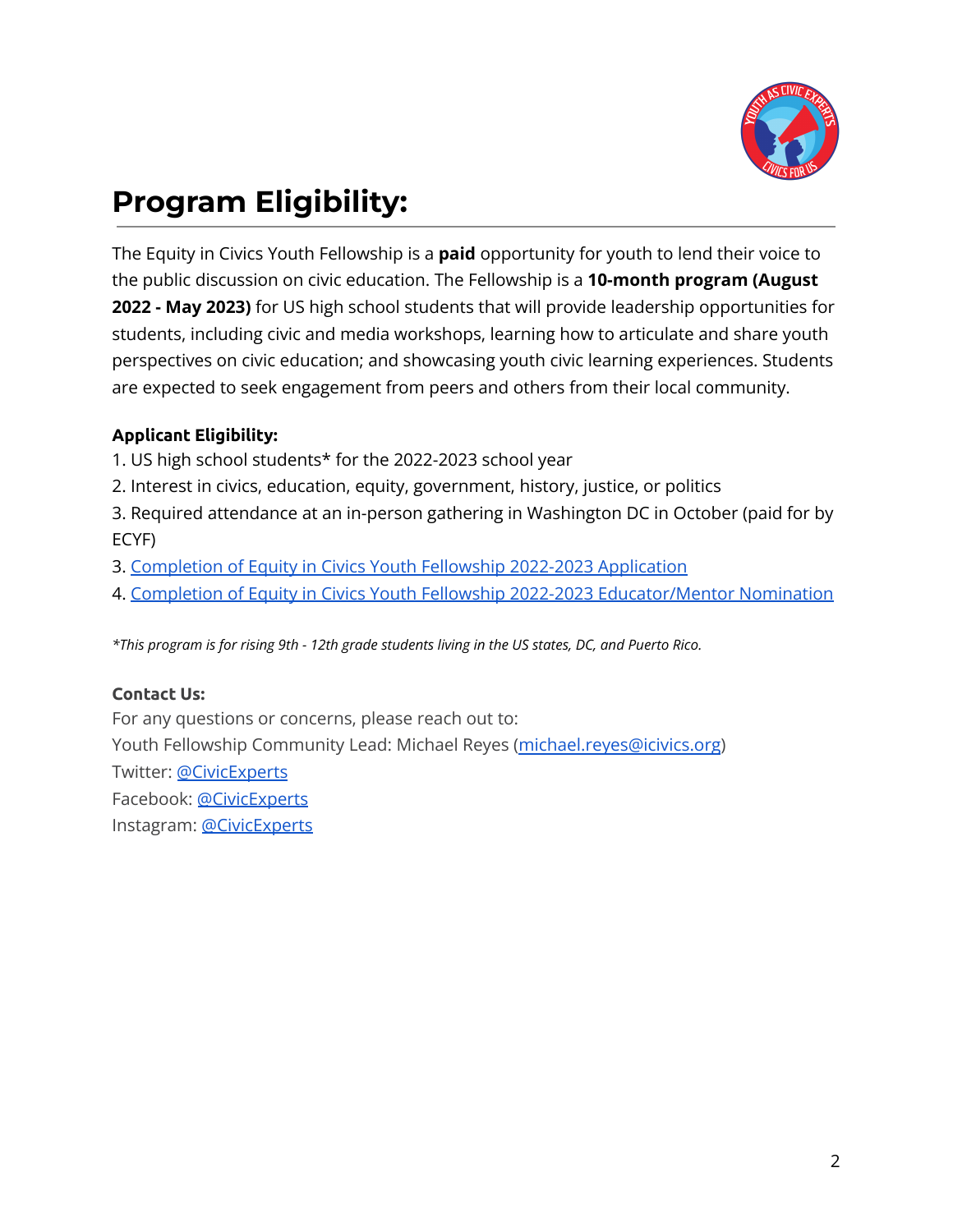# Program Eligibility:

The Equity in Civics Youth Fellowship is a **paid** opportunity for youth to lend their voice to the public discussion on civic education. The Fellowship is a **10-month program (August 2022 - May 2023)** for US high school students that will provide leadership opportunities for students, including civic and media workshops, learning how to articulate and share youth perspectives on civic education; and showcasing youth civic learning experiences. Students are expected to seek engagement from peers and others from their local community.

**Applicant Eligibility:**

1. US high school students* for the 2022-2023 school year
2. Interest in civics, education, equity, government, history, justice, or politics
3. Required attendance at an in-person gathering in Washington DC in October (paid for by ECYF)
3. Completion of Equity in Civics Youth Fellowship 2022-2023 Application
4. Completion of Equity in Civics Youth Fellowship 2022-2023 Educator/Mentor Nomination

*\*This program is for rising 9th - 12th grade students living in the US states, DC, and Puerto Rico.*

**Contact Us:**

For any questions or concerns, please reach out to:
Youth Fellowship Community Lead: Michael Reyes (michael.reyes@icivics.org)
Twitter: @CivicExperts
Facebook: @CivicExperts
Instagram: @CivicExperts